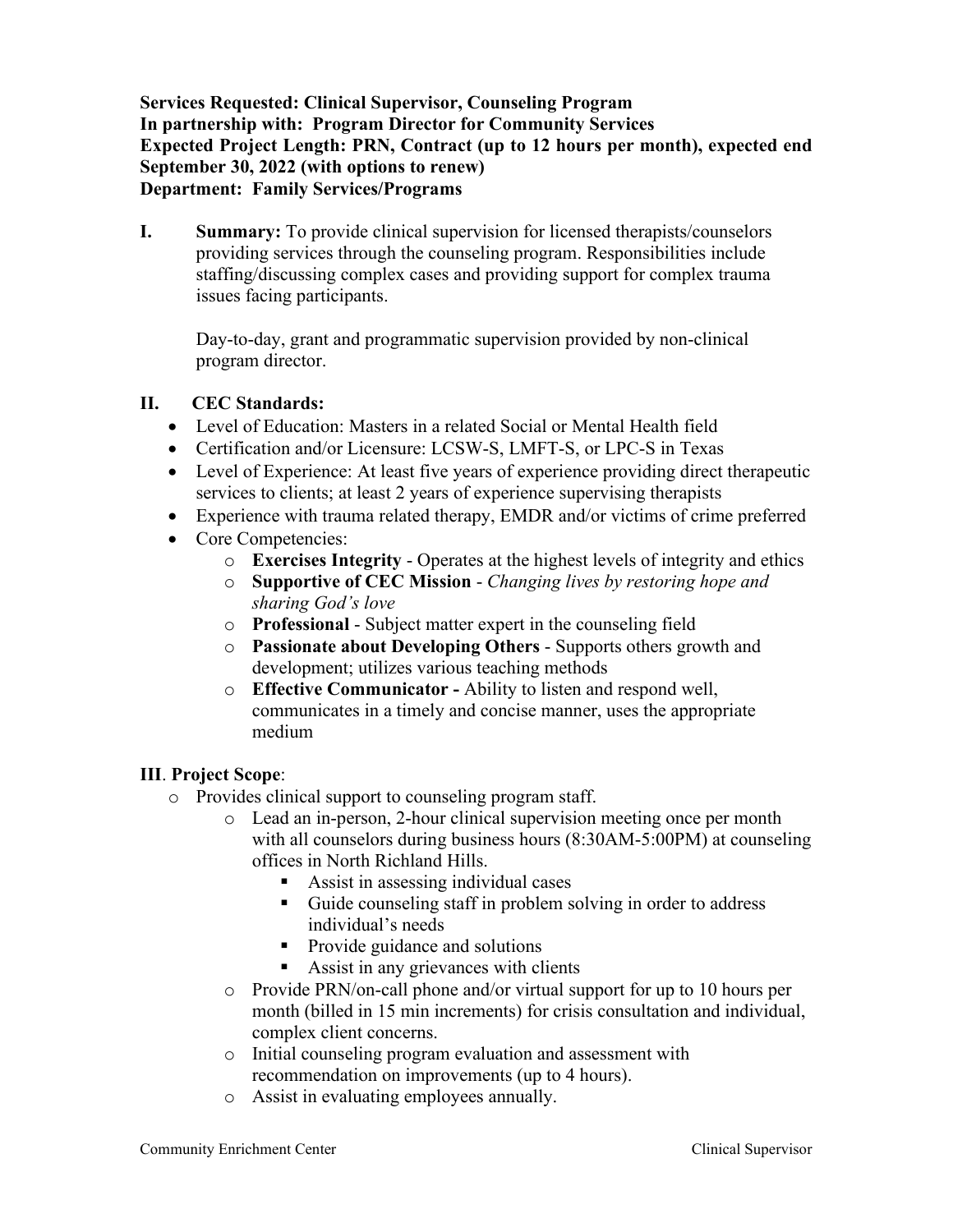**Services Requested: Clinical Supervisor, Counseling Program**
**In partnership with: Program Director for Community Services**
**Expected Project Length: PRN, Contract (up to 12 hours per month), expected end September 30, 2022 (with options to renew)**
**Department: Family Services/Programs**

**I. Summary:** To provide clinical supervision for licensed therapists/counselors providing services through the counseling program. Responsibilities include staffing/discussing complex cases and providing support for complex trauma issues facing participants.

Day-to-day, grant and programmatic supervision provided by non-clinical program director.

## II. CEC Standards:

- Level of Education: Masters in a related Social or Mental Health field
- Certification and/or Licensure: LCSW-S, LMFT-S, or LPC-S in Texas
- Level of Experience: At least five years of experience providing direct therapeutic services to clients; at least 2 years of experience supervising therapists
- Experience with trauma related therapy, EMDR and/or victims of crime preferred
- Core Competencies:
  - **Exercises Integrity** - Operates at the highest levels of integrity and ethics
  - **Supportive of CEC Mission** - *Changing lives by restoring hope and sharing God's love*
  - **Professional** - Subject matter expert in the counseling field
  - **Passionate about Developing Others** - Supports others growth and development; utilizes various teaching methods
  - **Effective Communicator -** Ability to listen and respond well, communicates in a timely and concise manner, uses the appropriate medium

## III. Project Scope:

- Provides clinical support to counseling program staff.
  - Lead an in-person, 2-hour clinical supervision meeting once per month with all counselors during business hours (8:30AM-5:00PM) at counseling offices in North Richland Hills.
    - Assist in assessing individual cases
    - Guide counseling staff in problem solving in order to address individual's needs
    - Provide guidance and solutions
    - Assist in any grievances with clients
  - Provide PRN/on-call phone and/or virtual support for up to 10 hours per month (billed in 15 min increments) for crisis consultation and individual, complex client concerns.
  - Initial counseling program evaluation and assessment with recommendation on improvements (up to 4 hours).
  - Assist in evaluating employees annually.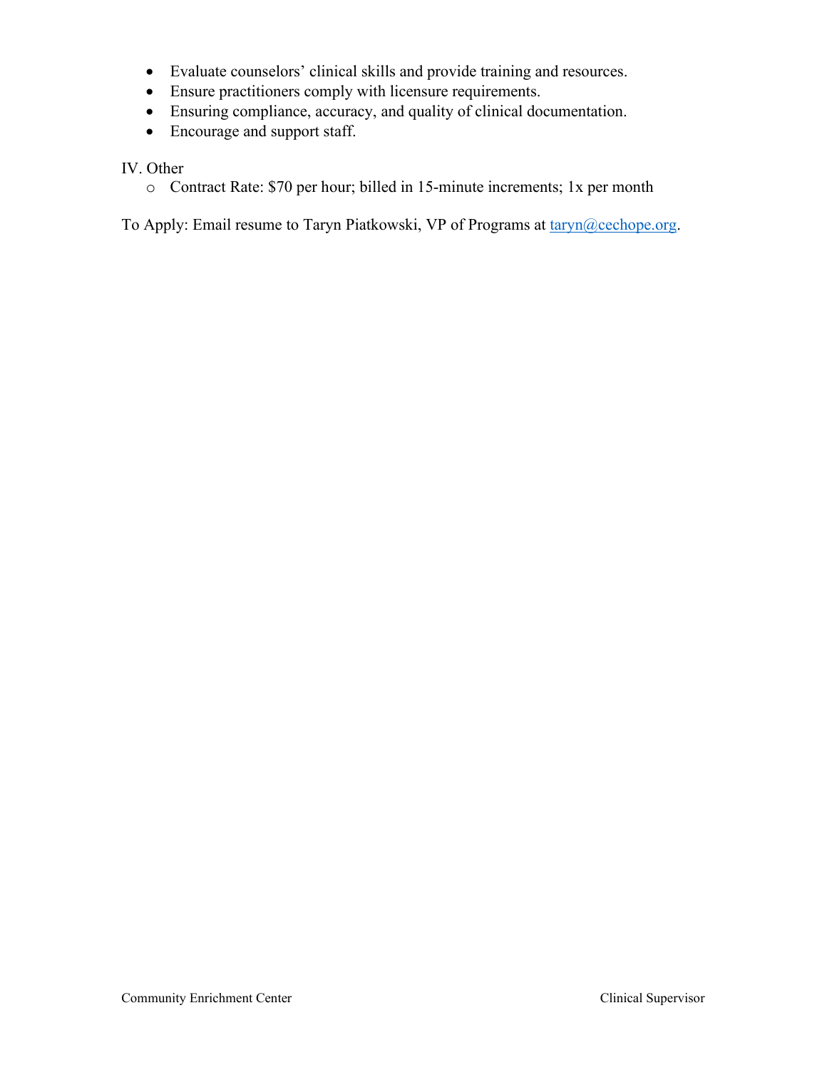- Evaluate counselors' clinical skills and provide training and resources.
- Ensure practitioners comply with licensure requirements.
- Ensuring compliance, accuracy, and quality of clinical documentation.
- Encourage and support staff.

IV. Other

- Contract Rate: $70 per hour; billed in 15-minute increments; 1x per month

To Apply: Email resume to Taryn Piatkowski, VP of Programs at taryn@cechope.org.